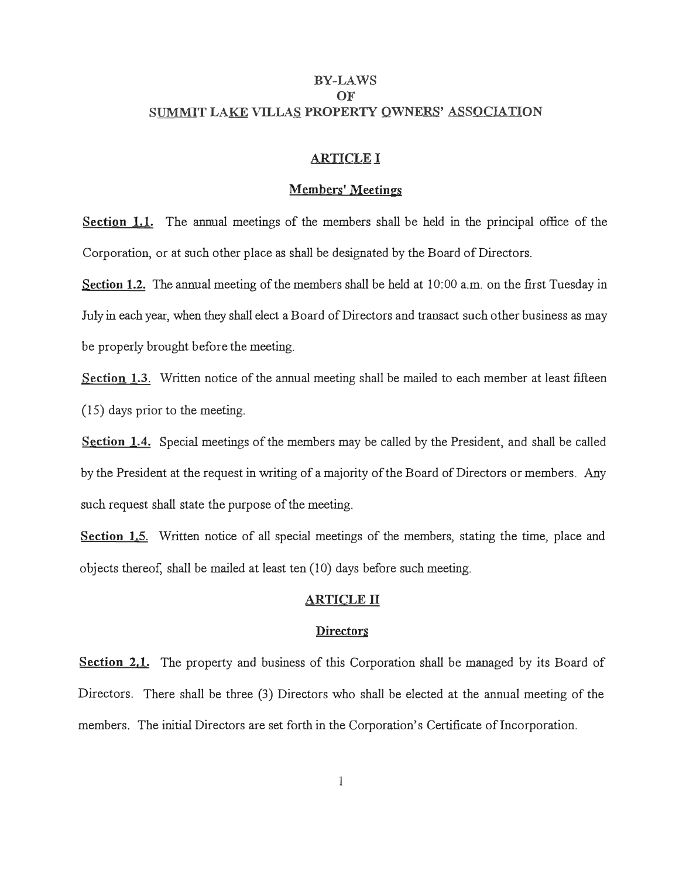# BY-LAWS
# OF
# SUMMIT LAKE VILLAS PROPERTY OWNERS' ASSOCIATION

## ARTICLE I

### Members' Meetings

**Section 1.1.** The annual meetings of the members shall be held in the principal office of the Corporation, or at such other place as shall be designated by the Board of Directors.

**Section 1.2.** The annual meeting of the members shall be held at 10:00 a.m. on the first Tuesday in July in each year, when they shall elect a Board of Directors and transact such other business as may be properly brought before the meeting.

**Section 1.3.** Written notice of the annual meeting shall be mailed to each member at least fifteen (15) days prior to the meeting.

**Section 1.4.** Special meetings of the members may be called by the President, and shall be called by the President at the request in writing of a majority of the Board of Directors or members. Any such request shall state the purpose of the meeting.

**Section 1.5.** Written notice of all special meetings of the members, stating the time, place and objects thereof, shall be mailed at least ten (10) days before such meeting.

## ARTICLE II

### Directors

**Section 2.1.** The property and business of this Corporation shall be managed by its Board of Directors. There shall be three (3) Directors who shall be elected at the annual meeting of the members. The initial Directors are set forth in the Corporation's Certificate of Incorporation.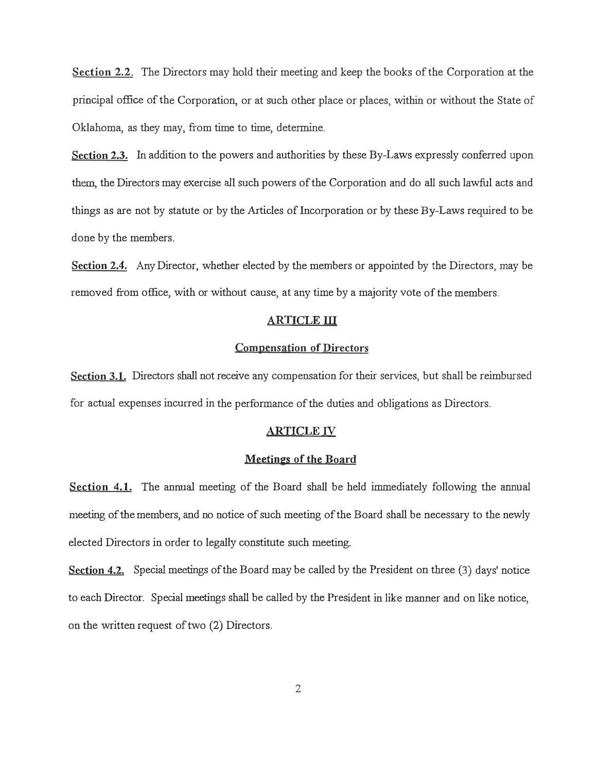**Section 2.2.** The Directors may hold their meeting and keep the books of the Corporation at the principal office of the Corporation, or at such other place or places, within or without the State of Oklahoma, as they may, from time to time, determine.

**Section 2.3.** In addition to the powers and authorities by these By-Laws expressly conferred upon them, the Directors may exercise all such powers of the Corporation and do all such lawful acts and things as are not by statute or by the Articles of Incorporation or by these By-Laws required to be done by the members.

**Section 2.4.** Any Director, whether elected by the members or appointed by the Directors, may be removed from office, with or without cause, at any time by a majority vote of the members.

## ARTICLE III

## Compensation of Directors

**Section 3.1.** Directors shall not receive any compensation for their services, but shall be reimbursed for actual expenses incurred in the performance of the duties and obligations as Directors.

## ARTICLE IV

## Meetings of the Board

**Section 4.1.** The annual meeting of the Board shall be held immediately following the annual meeting of the members, and no notice of such meeting of the Board shall be necessary to the newly elected Directors in order to legally constitute such meeting.

**Section 4.2.** Special meetings of the Board may be called by the President on three (3) days' notice to each Director. Special meetings shall be called by the President in like manner and on like notice, on the written request of two (2) Directors.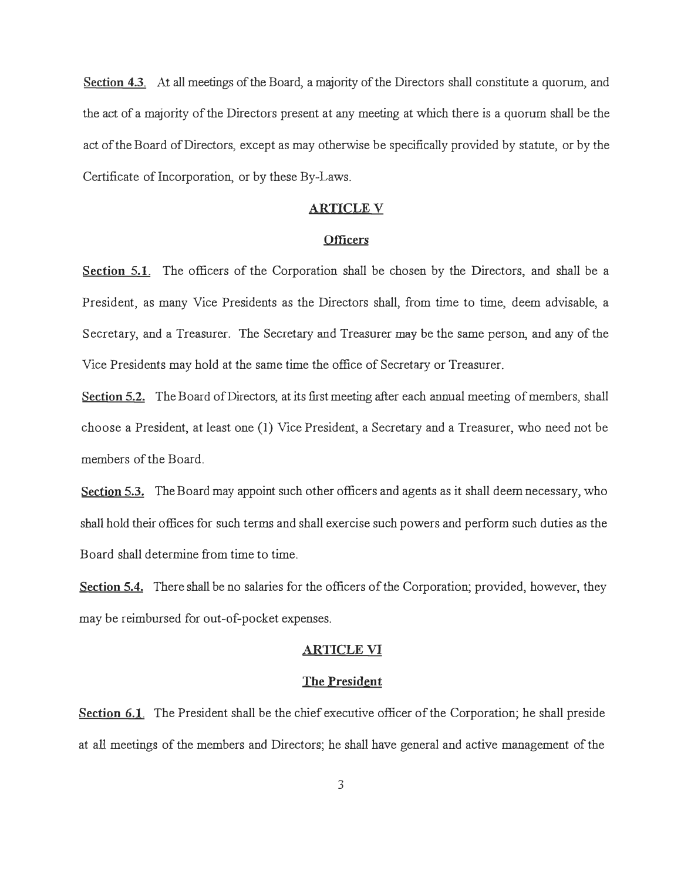**Section 4.3.** At all meetings of the Board, a majority of the Directors shall constitute a quorum, and the act of a majority of the Directors present at any meeting at which there is a quorum shall be the act of the Board of Directors, except as may otherwise be specifically provided by statute, or by the Certificate of Incorporation, or by these By-Laws.

## ARTICLE V

### Officers

**Section 5.1.** The officers of the Corporation shall be chosen by the Directors, and shall be a President, as many Vice Presidents as the Directors shall, from time to time, deem advisable, a Secretary, and a Treasurer. The Secretary and Treasurer may be the same person, and any of the Vice Presidents may hold at the same time the office of Secretary or Treasurer.

**Section 5.2.** The Board of Directors, at its first meeting after each annual meeting of members, shall choose a President, at least one (1) Vice President, a Secretary and a Treasurer, who need not be members of the Board.

**Section 5.3.** The Board may appoint such other officers and agents as it shall deem necessary, who shall hold their offices for such terms and shall exercise such powers and perform such duties as the Board shall determine from time to time.

**Section 5.4.** There shall be no salaries for the officers of the Corporation; provided, however, they may be reimbursed for out-of-pocket expenses.

## ARTICLE VI

### The President

**Section 6.1.** The President shall be the chief executive officer of the Corporation; he shall preside at all meetings of the members and Directors; he shall have general and active management of the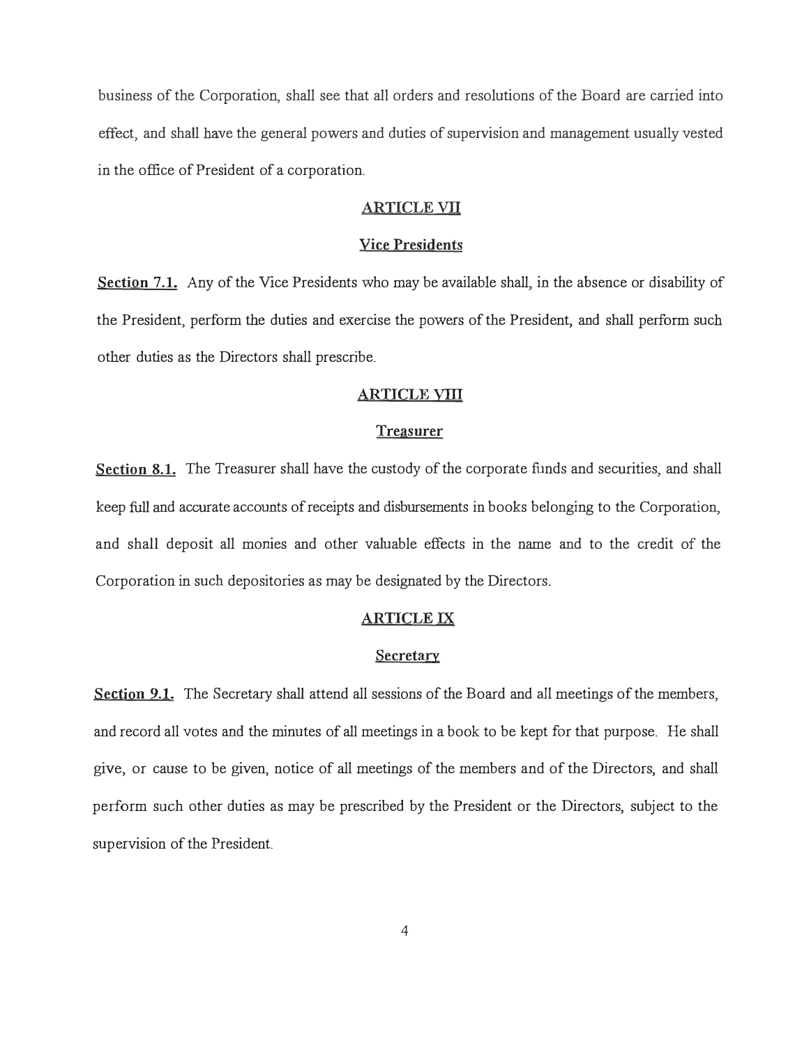business of the Corporation, shall see that all orders and resolutions of the Board are carried into effect, and shall have the general powers and duties of supervision and management usually vested in the office of President of a corporation.

## ARTICLE VII

### Vice Presidents

**Section 7.1.** Any of the Vice Presidents who may be available shall, in the absence or disability of the President, perform the duties and exercise the powers of the President, and shall perform such other duties as the Directors shall prescribe.

## ARTICLE VIII

### Treasurer

**Section 8.1.** The Treasurer shall have the custody of the corporate funds and securities, and shall keep full and accurate accounts of receipts and disbursements in books belonging to the Corporation, and shall deposit all monies and other valuable effects in the name and to the credit of the Corporation in such depositories as may be designated by the Directors.

## ARTICLE IX

### Secretary

**Section 9.1.** The Secretary shall attend all sessions of the Board and all meetings of the members, and record all votes and the minutes of all meetings in a book to be kept for that purpose. He shall give, or cause to be given, notice of all meetings of the members and of the Directors, and shall perform such other duties as may be prescribed by the President or the Directors, subject to the supervision of the President.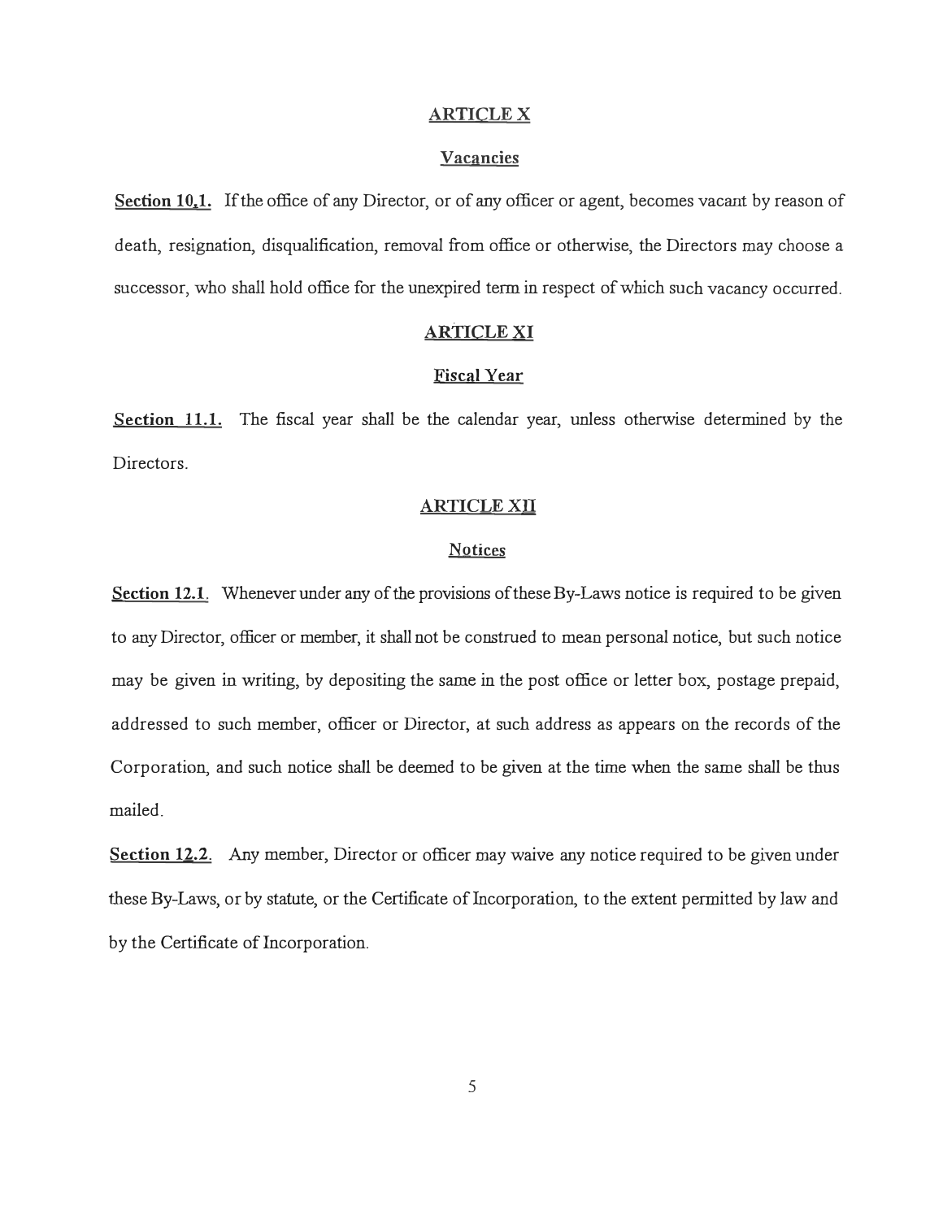## ARTICLE X

### Vacancies

**Section 10.1.** If the office of any Director, or of any officer or agent, becomes vacant by reason of death, resignation, disqualification, removal from office or otherwise, the Directors may choose a successor, who shall hold office for the unexpired term in respect of which such vacancy occurred.

## ARTICLE XI

### Fiscal Year

**Section 11.1.** The fiscal year shall be the calendar year, unless otherwise determined by the Directors.

## ARTICLE XII

### Notices

**Section 12.1**. Whenever under any of the provisions of these By-Laws notice is required to be given to any Director, officer or member, it shall not be construed to mean personal notice, but such notice may be given in writing, by depositing the same in the post office or letter box, postage prepaid, addressed to such member, officer or Director, at such address as appears on the records of the Corporation, and such notice shall be deemed to be given at the time when the same shall be thus mailed.

**Section 12.2**. Any member, Director or officer may waive any notice required to be given under these By-Laws, or by statute, or the Certificate of Incorporation, to the extent permitted by law and by the Certificate of Incorporation.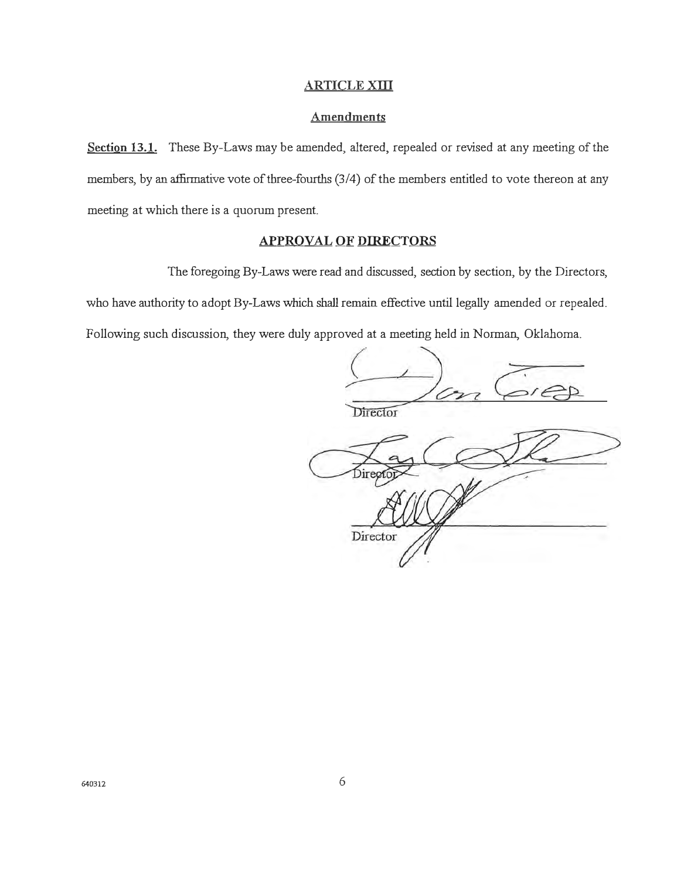## ARTICLE XIII

### Amendments

**Section 13.1.** These By-Laws may be amended, altered, repealed or revised at any meeting of the members, by an affirmative vote of three-fourths (3/4) of the members entitled to vote thereon at any meeting at which there is a quorum present.

### APPROVAL OF DIRECTORS

The foregoing By-Laws were read and discussed, section by section, by the Directors, who have authority to adopt By-Laws which shall remain effective until legally amended or repealed. Following such discussion, they were duly approved at a meeting held in Norman, Oklahoma.

\_\_\_\_\_\_\_\_\_\_\_\_\_\_\_\_\_\_\_\_\_\_\_\_\_\_\_\_
Director

\_\_\_\_\_\_\_\_\_\_\_\_\_\_\_\_\_\_\_\_\_\_\_\_\_\_\_\_
Director

\_\_\_\_\_\_\_\_\_\_\_\_\_\_\_\_\_\_\_\_\_\_\_\_\_\_\_\_
Director

640312